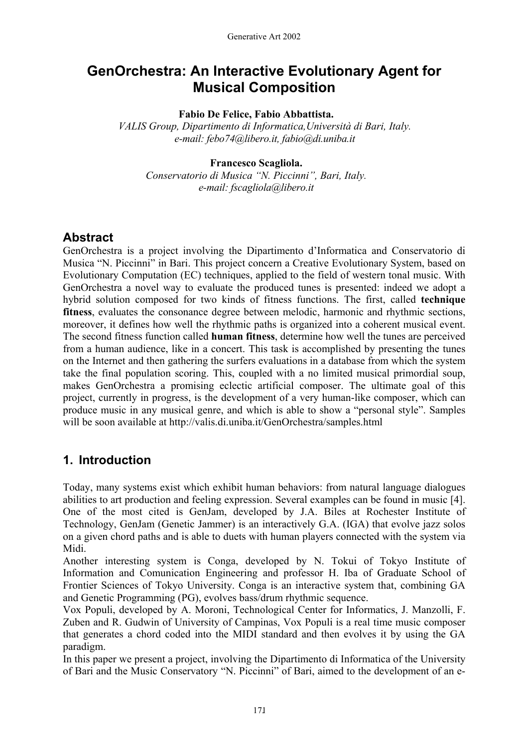# GenOrchestra: An Interactive Evolutionary Agent for Musical Composition

**Fabio De Felice, Fabio Abbattista.**
*VALIS Group, Dipartimento di Informatica,Università di Bari, Italy.*
*e-mail: febo74@libero.it, fabio@di.uniba.it*

**Francesco Scagliola.**
*Conservatorio di Musica "N. Piccinni", Bari, Italy.*
*e-mail: fscagliola@libero.it*

## Abstract

GenOrchestra is a project involving the Dipartimento d'Informatica and Conservatorio di Musica "N. Piccinni" in Bari. This project concern a Creative Evolutionary System, based on Evolutionary Computation (EC) techniques, applied to the field of western tonal music. With GenOrchestra a novel way to evaluate the produced tunes is presented: indeed we adopt a hybrid solution composed for two kinds of fitness functions. The first, called **technique fitness**, evaluates the consonance degree between melodic, harmonic and rhythmic sections, moreover, it defines how well the rhythmic paths is organized into a coherent musical event. The second fitness function called **human fitness**, determine how well the tunes are perceived from a human audience, like in a concert. This task is accomplished by presenting the tunes on the Internet and then gathering the surfers evaluations in a database from which the system take the final population scoring. This, coupled with a no limited musical primordial soup, makes GenOrchestra a promising eclectic artificial composer. The ultimate goal of this project, currently in progress, is the development of a very human-like composer, which can produce music in any musical genre, and which is able to show a "personal style". Samples will be soon available at http://valis.di.uniba.it/GenOrchestra/samples.html

## 1. Introduction

Today, many systems exist which exhibit human behaviors: from natural language dialogues abilities to art production and feeling expression. Several examples can be found in music [4]. One of the most cited is GenJam, developed by J.A. Biles at Rochester Institute of Technology, GenJam (Genetic Jammer) is an interactively G.A. (IGA) that evolve jazz solos on a given chord paths and is able to duets with human players connected with the system via Midi.

Another interesting system is Conga, developed by N. Tokui of Tokyo Institute of Information and Comunication Engineering and professor H. Iba of Graduate School of Frontier Sciences of Tokyo University. Conga is an interactive system that, combining GA and Genetic Programming (PG), evolves bass/drum rhythmic sequence.

Vox Populi, developed by A. Moroni, Technological Center for Informatics, J. Manzolli, F. Zuben and R. Gudwin of University of Campinas, Vox Populi is a real time music composer that generates a chord coded into the MIDI standard and then evolves it by using the GA paradigm.

In this paper we present a project, involving the Dipartimento di Informatica of the University of Bari and the Music Conservatory "N. Piccinni" of Bari, aimed to the development of an e-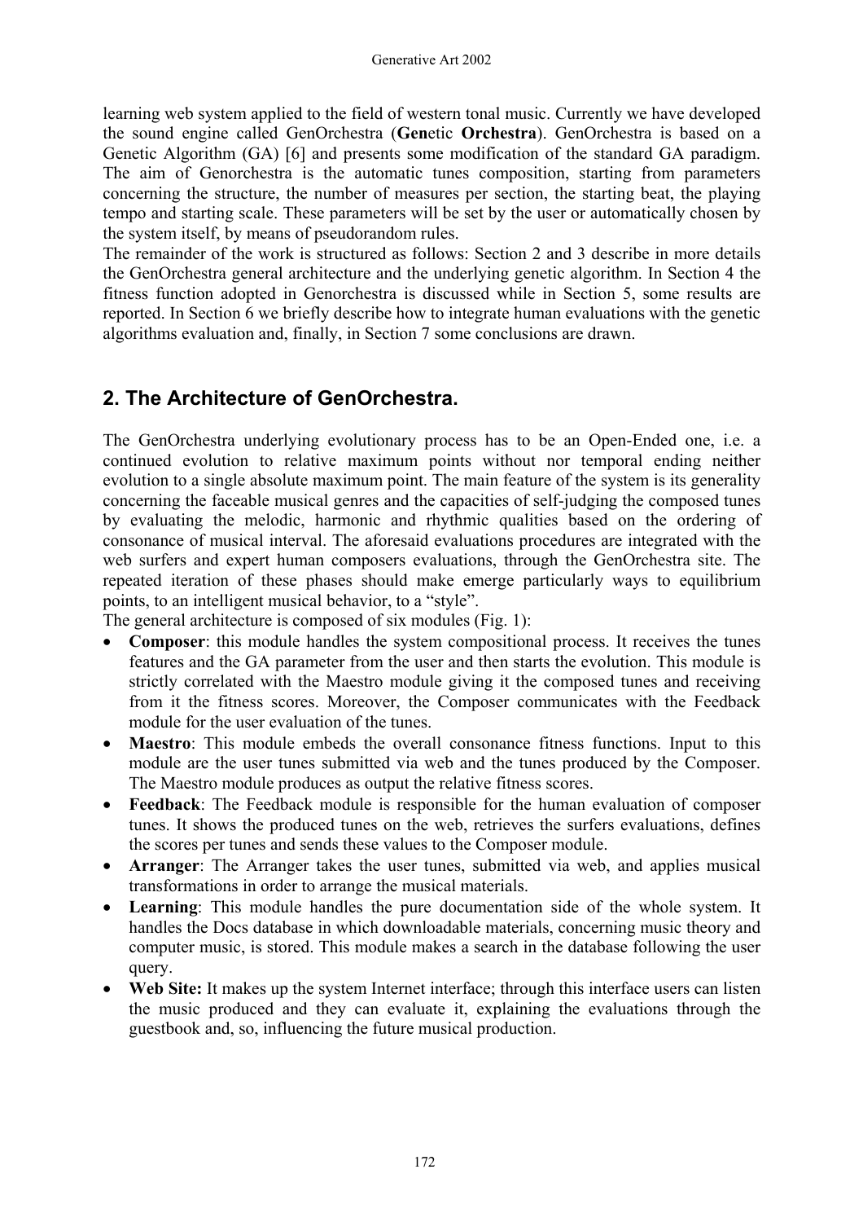learning web system applied to the field of western tonal music. Currently we have developed the sound engine called GenOrchestra (**Gen**etic **Orchestra**). GenOrchestra is based on a Genetic Algorithm (GA) [6] and presents some modification of the standard GA paradigm. The aim of Genorchestra is the automatic tunes composition, starting from parameters concerning the structure, the number of measures per section, the starting beat, the playing tempo and starting scale. These parameters will be set by the user or automatically chosen by the system itself, by means of pseudorandom rules.

The remainder of the work is structured as follows: Section 2 and 3 describe in more details the GenOrchestra general architecture and the underlying genetic algorithm. In Section 4 the fitness function adopted in Genorchestra is discussed while in Section 5, some results are reported. In Section 6 we briefly describe how to integrate human evaluations with the genetic algorithms evaluation and, finally, in Section 7 some conclusions are drawn.

## 2. The Architecture of GenOrchestra.

The GenOrchestra underlying evolutionary process has to be an Open-Ended one, i.e. a continued evolution to relative maximum points without nor temporal ending neither evolution to a single absolute maximum point. The main feature of the system is its generality concerning the faceable musical genres and the capacities of self-judging the composed tunes by evaluating the melodic, harmonic and rhythmic qualities based on the ordering of consonance of musical interval. The aforesaid evaluations procedures are integrated with the web surfers and expert human composers evaluations, through the GenOrchestra site. The repeated iteration of these phases should make emerge particularly ways to equilibrium points, to an intelligent musical behavior, to a "style".

The general architecture is composed of six modules (Fig. 1):

- **Composer**: this module handles the system compositional process. It receives the tunes features and the GA parameter from the user and then starts the evolution. This module is strictly correlated with the Maestro module giving it the composed tunes and receiving from it the fitness scores. Moreover, the Composer communicates with the Feedback module for the user evaluation of the tunes.
- **Maestro**: This module embeds the overall consonance fitness functions. Input to this module are the user tunes submitted via web and the tunes produced by the Composer. The Maestro module produces as output the relative fitness scores.
- **Feedback**: The Feedback module is responsible for the human evaluation of composer tunes. It shows the produced tunes on the web, retrieves the surfers evaluations, defines the scores per tunes and sends these values to the Composer module.
- **Arranger**: The Arranger takes the user tunes, submitted via web, and applies musical transformations in order to arrange the musical materials.
- **Learning**: This module handles the pure documentation side of the whole system. It handles the Docs database in which downloadable materials, concerning music theory and computer music, is stored. This module makes a search in the database following the user query.
- **Web Site:** It makes up the system Internet interface; through this interface users can listen the music produced and they can evaluate it, explaining the evaluations through the guestbook and, so, influencing the future musical production.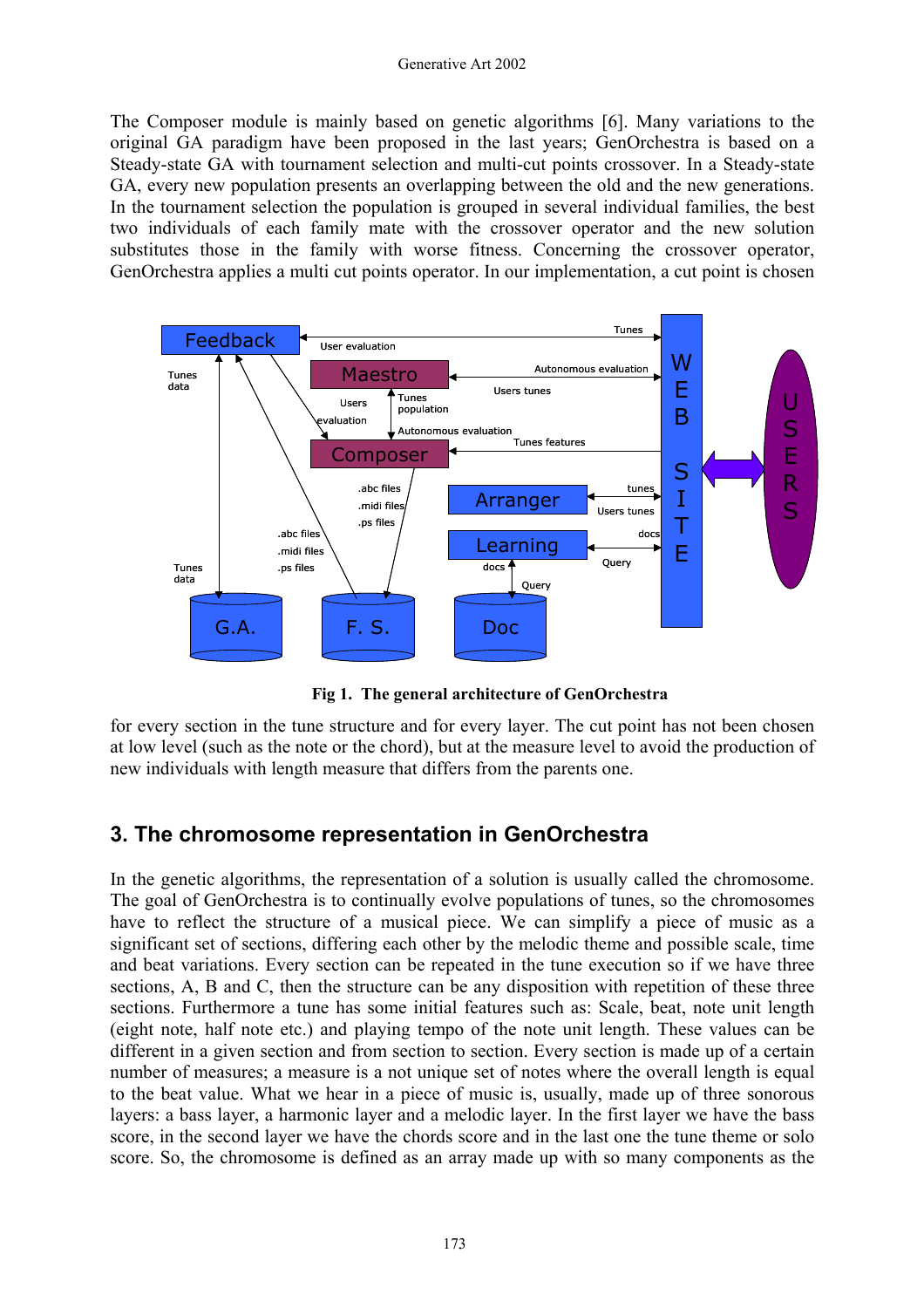The Composer module is mainly based on genetic algorithms [6]. Many variations to the original GA paradigm have been proposed in the last years; GenOrchestra is based on a Steady-state GA with tournament selection and multi-cut points crossover. In a Steady-state GA, every new population presents an overlapping between the old and the new generations. In the tournament selection the population is grouped in several individual families, the best two individuals of each family mate with the crossover operator and the new solution substitutes those in the family with worse fitness. Concerning the crossover operator, GenOrchestra applies a multi cut points operator. In our implementation, a cut point is chosen

**Fig 1. The general architecture of GenOrchestra**

for every section in the tune structure and for every layer. The cut point has not been chosen at low level (such as the note or the chord), but at the measure level to avoid the production of new individuals with length measure that differs from the parents one.

## 3. The chromosome representation in GenOrchestra

In the genetic algorithms, the representation of a solution is usually called the chromosome. The goal of GenOrchestra is to continually evolve populations of tunes, so the chromosomes have to reflect the structure of a musical piece. We can simplify a piece of music as a significant set of sections, differing each other by the melodic theme and possible scale, time and beat variations. Every section can be repeated in the tune execution so if we have three sections, A, B and C, then the structure can be any disposition with repetition of these three sections. Furthermore a tune has some initial features such as: Scale, beat, note unit length (eight note, half note etc.) and playing tempo of the note unit length. These values can be different in a given section and from section to section. Every section is made up of a certain number of measures; a measure is a not unique set of notes where the overall length is equal to the beat value. What we hear in a piece of music is, usually, made up of three sonorous layers: a bass layer, a harmonic layer and a melodic layer. In the first layer we have the bass score, in the second layer we have the chords score and in the last one the tune theme or solo score. So, the chromosome is defined as an array made up with so many components as the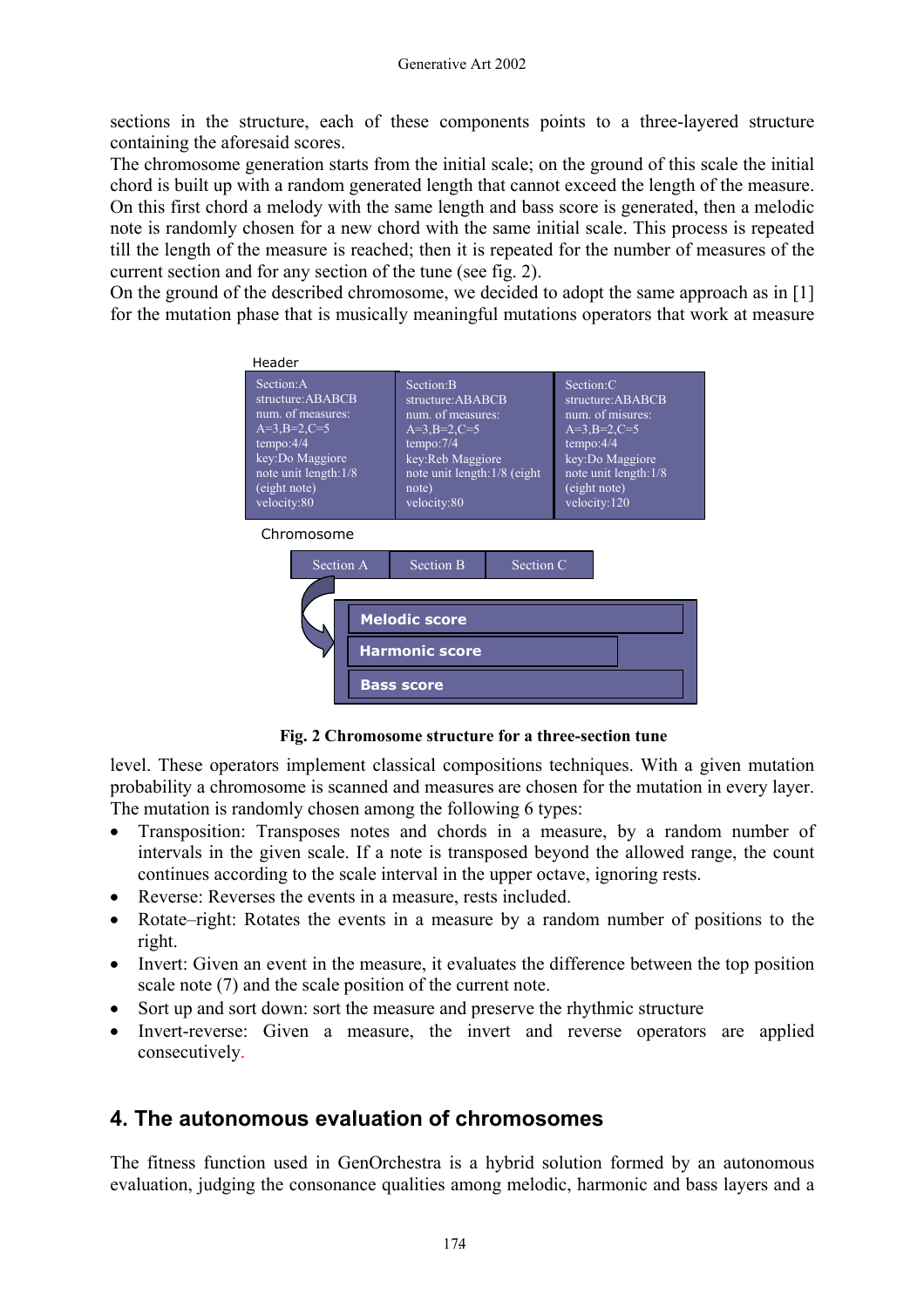sections in the structure, each of these components points to a three-layered structure containing the aforesaid scores.
The chromosome generation starts from the initial scale; on the ground of this scale the initial chord is built up with a random generated length that cannot exceed the length of the measure. On this first chord a melody with the same length and bass score is generated, then a melodic note is randomly chosen for a new chord with the same initial scale. This process is repeated till the length of the measure is reached; then it is repeated for the number of measures of the current section and for any section of the tune (see fig. 2).
On the ground of the described chromosome, we decided to adopt the same approach as in [1] for the mutation phase that is musically meaningful mutations operators that work at measure

Header

| Section:A structure:ABABCB num. of measures: A=3,B=2,C=5 tempo:4/4 key:Do Maggiore note unit length:1/8 (eight note) velocity:80 | Section:B structure:ABABCB num. of measures: A=3,B=2,C=5 tempo:7/4 key:Reb Maggiore note unit length:1/8 (eight note) velocity:80 | Section:C structure:ABABCB num. of misures: A=3,B=2,C=5 tempo:4/4 key:Do Maggiore note unit length:1/8 (eight note) velocity:120 |
|---|---|---|

Chromosome

| Section A | Section B | Section C |
|---|---|---|

- Melodic score
- Harmonic score
- Bass score

**Fig. 2 Chromosome structure for a three-section tune**

level. These operators implement classical compositions techniques. With a given mutation probability a chromosome is scanned and measures are chosen for the mutation in every layer. The mutation is randomly chosen among the following 6 types:

- Transposition: Transposes notes and chords in a measure, by a random number of intervals in the given scale. If a note is transposed beyond the allowed range, the count continues according to the scale interval in the upper octave, ignoring rests.
- Reverse: Reverses the events in a measure, rests included.
- Rotate–right: Rotates the events in a measure by a random number of positions to the right.
- Invert: Given an event in the measure, it evaluates the difference between the top position scale note (7) and the scale position of the current note.
- Sort up and sort down: sort the measure and preserve the rhythmic structure
- Invert-reverse: Given a measure, the invert and reverse operators are applied consecutively.

## 4. The autonomous evaluation of chromosomes

The fitness function used in GenOrchestra is a hybrid solution formed by an autonomous evaluation, judging the consonance qualities among melodic, harmonic and bass layers and a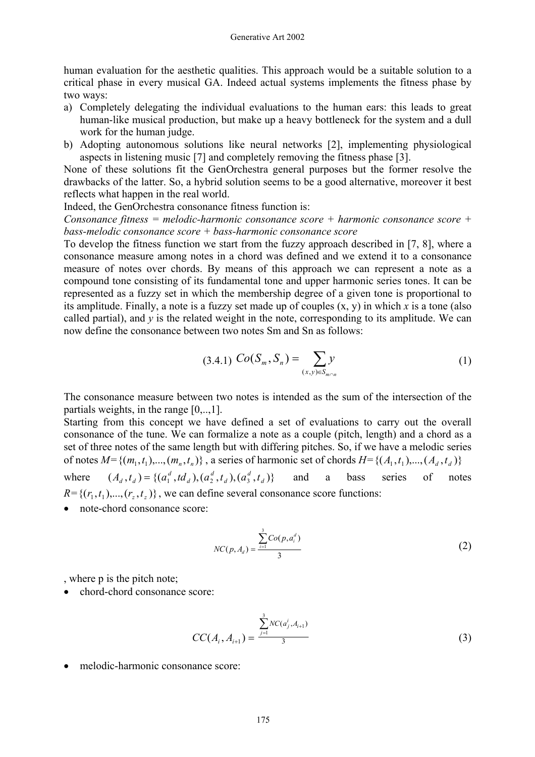human evaluation for the aesthetic qualities. This approach would be a suitable solution to a critical phase in every musical GA. Indeed actual systems implements the fitness phase by two ways:

a) Completely delegating the individual evaluations to the human ears: this leads to great human-like musical production, but make up a heavy bottleneck for the system and a dull work for the human judge.
b) Adopting autonomous solutions like neural networks [2], implementing physiological aspects in listening music [7] and completely removing the fitness phase [3].

None of these solutions fit the GenOrchestra general purposes but the former resolve the drawbacks of the latter. So, a hybrid solution seems to be a good alternative, moreover it best reflects what happen in the real world.

Indeed, the GenOrchestra consonance fitness function is:

*Consonance fitness = melodic-harmonic consonance score + harmonic consonance score + bass-melodic consonance score + bass-harmonic consonance score*

To develop the fitness function we start from the fuzzy approach described in [7, 8], where a consonance measure among notes in a chord was defined and we extend it to a consonance measure of notes over chords. By means of this approach we can represent a note as a compound tone consisting of its fundamental tone and upper harmonic series tones. It can be represented as a fuzzy set in which the membership degree of a given tone is proportional to its amplitude. Finally, a note is a fuzzy set made up of couples (x, y) in which *x* is a tone (also called partial), and *y* is the related weight in the note, corresponding to its amplitude. We can now define the consonance between two notes Sm and Sn as follows:

$$\text{(3.4.1)} \quad Co(S_m, S_n) = \sum_{(x,y)\in S_{m\cap n}} y \tag{1}$$

The consonance measure between two notes is intended as the sum of the intersection of the partials weights, in the range [0,..,1].

Starting from this concept we have defined a set of evaluations to carry out the overall consonance of the tune. We can formalize a note as a couple (pitch, length) and a chord as a set of three notes of the same length but with differing pitches. So, if we have a melodic series of notes $M=\{(m_1, t_1),...,(m_n, t_n)\}$, a series of harmonic set of chords $H=\{(A_1, t_1),...,(A_d, t_d)\}$ where $(A_d, t_d) = \{(a_1^d, td_d), (a_2^d, t_d), (a_3^d, t_d)\}$ and a bass series of notes $R=\{(r_1, t_1),...,(r_z, t_z)\}$, we can define several consonance score functions:

- note-chord consonance score:

$$NC(p, A_d) = \frac{\sum_{i=1}^{3} Co(p, a_i^d)}{3} \tag{2}$$

, where p is the pitch note;

- chord-chord consonance score:

$$CC(A_i, A_{i+1}) = \frac{\sum_{j=1}^{3} NC(a_j^i, A_{i+1})}{3} \tag{3}$$

- melodic-harmonic consonance score: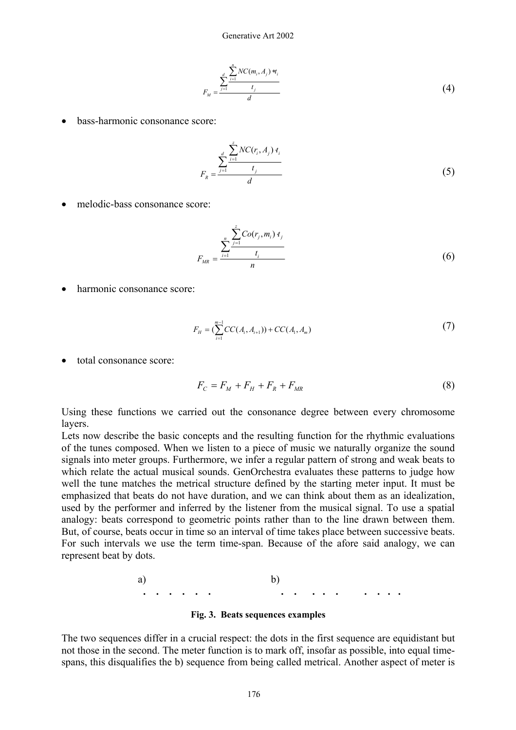$$F_M = \frac{\sum_{j=1}^{d} \frac{\sum_{i=1}^{n} NC(m_i, A_j) * t_i}{t_j}}{d} \tag{4}$$

- bass-harmonic consonance score:

$$F_R = \frac{\sum_{j=1}^{d} \frac{\sum_{i=1}^{z} NC(r_i, A_j) \cdot t_i}{t_j}}{d} \tag{5}$$

- melodic-bass consonance score:

$$F_{MR} = \frac{\sum_{i=1}^{n} \frac{\sum_{j=1}^{z} Co(r_j, m_i) \cdot t_j}{t_i}}{n} \tag{6}$$

- harmonic consonance score:

$$F_H = (\sum_{i=1}^{m-1} CC(A_i, A_{i+1})) + CC(A_1, A_m) \tag{7}$$

- total consonance score:

$$F_C = F_M + F_H + F_R + F_{MR} \tag{8}$$

Using these functions we carried out the consonance degree between every chromosome layers.
Lets now describe the basic concepts and the resulting function for the rhythmic evaluations of the tunes composed. When we listen to a piece of music we naturally organize the sound signals into meter groups. Furthermore, we infer a regular pattern of strong and weak beats to which relate the actual musical sounds. GenOrchestra evaluates these patterns to judge how well the tune matches the metrical structure defined by the starting meter input. It must be emphasized that beats do not have duration, and we can think about them as an idealization, used by the performer and inferred by the listener from the musical signal. To use a spatial analogy: beats correspond to geometric points rather than to the line drawn between them. But, of course, beats occur in time so an interval of time takes place between successive beats. For such intervals we use the term time-span. Because of the afore said analogy, we can represent beat by dots.

a) . . . . . .

b) . . . . . . . . .

**Fig. 3. Beats sequences examples**

The two sequences differ in a crucial respect: the dots in the first sequence are equidistant but not those in the second. The meter function is to mark off, insofar as possible, into equal time-spans, this disqualifies the b) sequence from being called metrical. Another aspect of meter is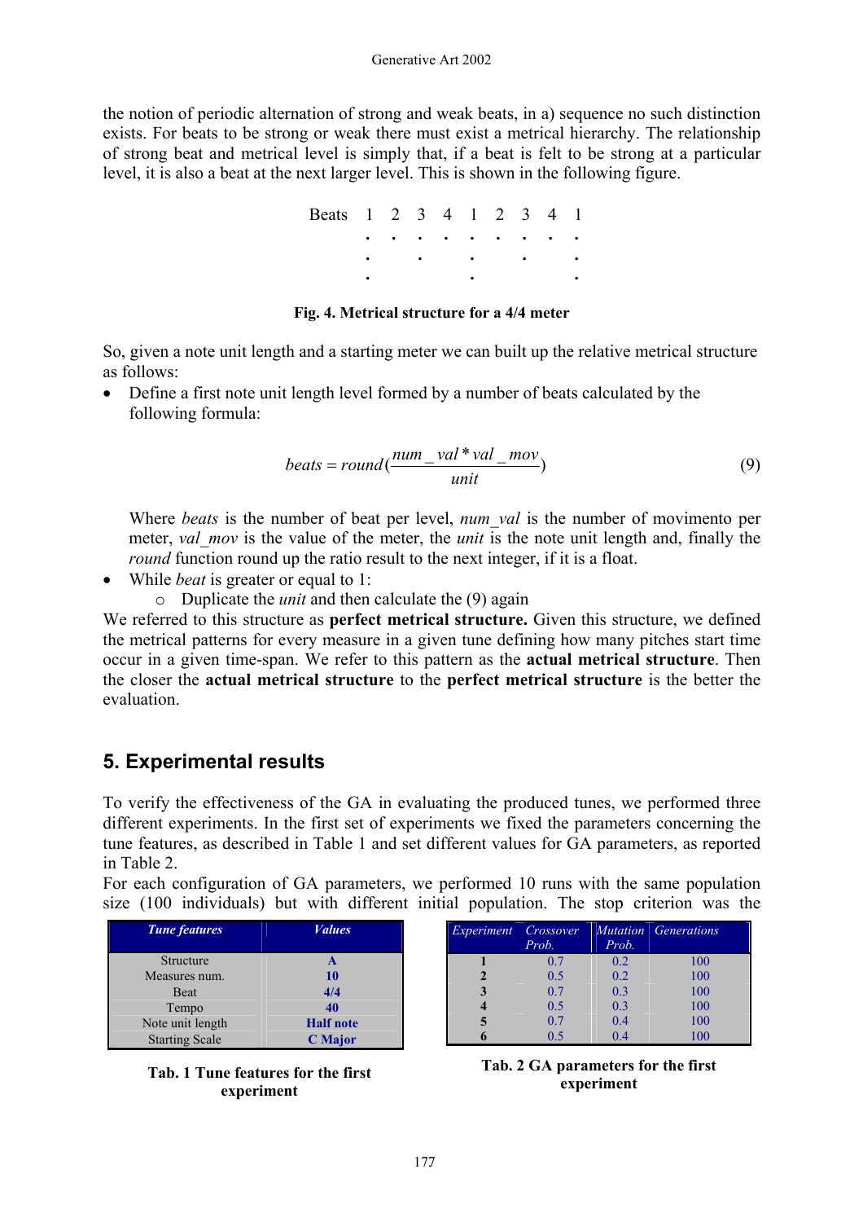the notion of periodic alternation of strong and weak beats, in a) sequence no such distinction exists. For beats to be strong or weak there must exist a metrical hierarchy. The relationship of strong beat and metrical level is simply that, if a beat is felt to be strong at a particular level, it is also a beat at the next larger level. This is shown in the following figure.

```
Beats  1  2  3  4  1  2  3  4  1
       .  .  .  .  .  .  .  .  .
       .     .     .     .     .
       .           .           .
```

**Fig. 4. Metrical structure for a 4/4 meter**

So, given a note unit length and a starting meter we can built up the relative metrical structure as follows:

- Define a first note unit length level formed by a number of beats calculated by the following formula:

$$beats = round\left(\frac{num\_val * val\_mov}{unit}\right) \tag{9}$$

  Where *beats* is the number of beat per level, *num_val* is the number of movimento per meter, *val_mov* is the value of the meter, the *unit* is the note unit length and, finally the *round* function round up the ratio result to the next integer, if it is a float.
- While *beat* is greater or equal to 1:
  - Duplicate the *unit* and then calculate the (9) again

We referred to this structure as **perfect metrical structure.** Given this structure, we defined the metrical patterns for every measure in a given tune defining how many pitches start time occur in a given time-span. We refer to this pattern as the **actual metrical structure**. Then the closer the **actual metrical structure** to the **perfect metrical structure** is the better the evaluation.

## 5. Experimental results

To verify the effectiveness of the GA in evaluating the produced tunes, we performed three different experiments. In the first set of experiments we fixed the parameters concerning the tune features, as described in Table 1 and set different values for GA parameters, as reported in Table 2.

For each configuration of GA parameters, we performed 10 runs with the same population size (100 individuals) but with different initial population. The stop criterion was the

| Tune features | Values |
|---|---|
| Structure | **A** |
| Measures num. | **10** |
| Beat | **4/4** |
| Tempo | **40** |
| Note unit length | **Half note** |
| Starting Scale | **C Major** |

**Tab. 1 Tune features for the first experiment**

| Experiment | Crossover Prob. | Mutation Prob. | Generations |
|---|---|---|---|
| **1** | 0.7 | 0.2 | 100 |
| **2** | 0.5 | 0.2 | 100 |
| **3** | 0.7 | 0.3 | 100 |
| **4** | 0.5 | 0.3 | 100 |
| **5** | 0.7 | 0.4 | 100 |
| **6** | 0.5 | 0.4 | 100 |

**Tab. 2 GA parameters for the first experiment**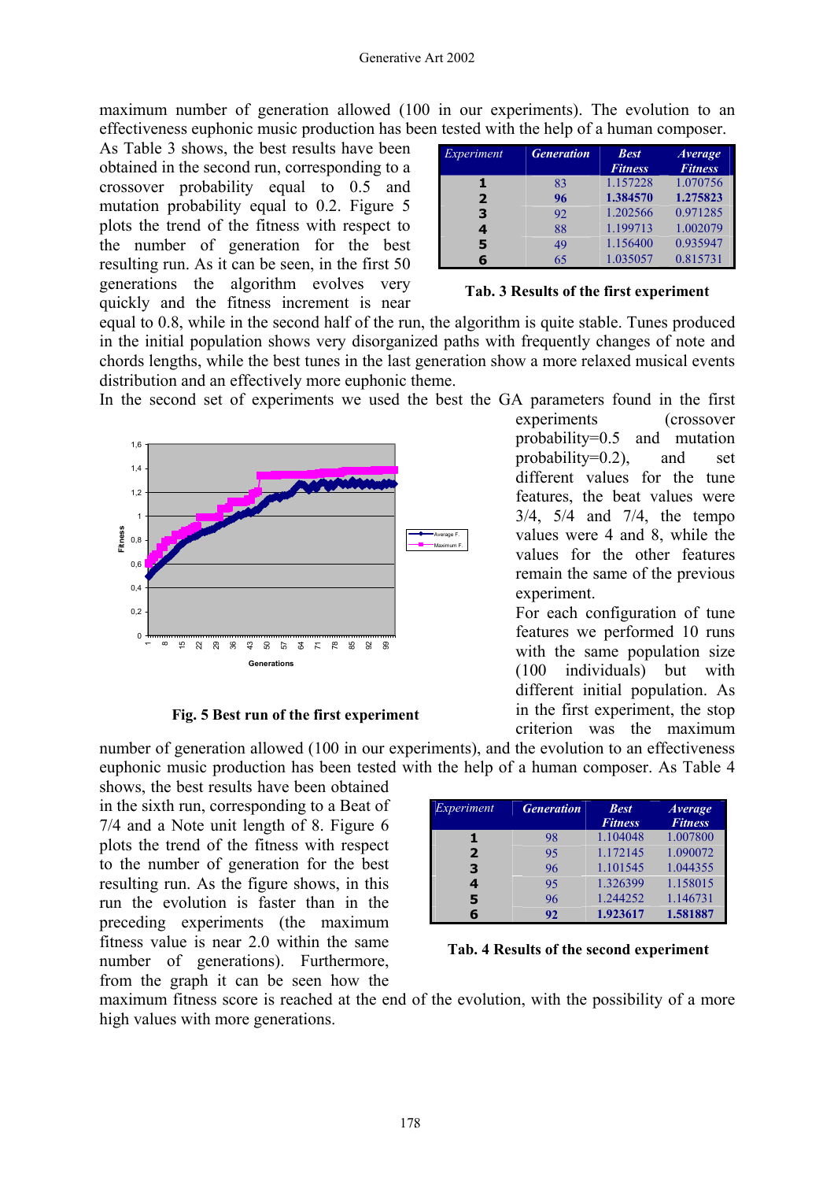maximum number of generation allowed (100 in our experiments). The evolution to an effectiveness euphonic music production has been tested with the help of a human composer.

As Table 3 shows, the best results have been obtained in the second run, corresponding to a crossover probability equal to 0.5 and mutation probability equal to 0.2. Figure 5 plots the trend of the fitness with respect to the number of generation for the best resulting run. As it can be seen, in the first 50 generations the algorithm evolves very quickly and the fitness increment is near equal to 0.8, while in the second half of the run, the algorithm is quite stable. Tunes produced in the initial population shows very disorganized paths with frequently changes of note and chords lengths, while the best tunes in the last generation show a more relaxed musical events distribution and an effectively more euphonic theme.

| *Experiment* | **Generation** | **Best Fitness** | **Average Fitness** |
|---|---|---|---|
| **1** | 83 | 1.157228 | 1.070756 |
| **2** | **96** | **1.384570** | **1.275823** |
| **3** | 92 | 1.202566 | 0.971285 |
| **4** | 88 | 1.199713 | 1.002079 |
| **5** | 49 | 1.156400 | 0.935947 |
| **6** | 65 | 1.035057 | 0.815731 |

**Tab. 3 Results of the first experiment**

In the second set of experiments we used the best the GA parameters found in the first experiments (crossover probability=0.5 and mutation probability=0.2), and set different values for the tune features, the beat values were 3/4, 5/4 and 7/4, the tempo values were 4 and 8, while the values for the other features remain the same of the previous experiment.

**Fig. 5 Best run of the first experiment**

For each configuration of tune features we performed 10 runs with the same population size (100 individuals) but with different initial population. As in the first experiment, the stop criterion was the maximum number of generation allowed (100 in our experiments), and the evolution to an effectiveness euphonic music production has been tested with the help of a human composer. As Table 4 shows, the best results have been obtained in the sixth run, corresponding to a Beat of 7/4 and a Note unit length of 8. Figure 6 plots the trend of the fitness with respect to the number of generation for the best resulting run. As the figure shows, in this run the evolution is faster than in the preceding experiments (the maximum fitness value is near 2.0 within the same number of generations). Furthermore, from the graph it can be seen how the maximum fitness score is reached at the end of the evolution, with the possibility of a more high values with more generations.

| *Experiment* | **Generation** | **Best Fitness** | **Average Fitness** |
|---|---|---|---|
| **1** | 98 | 1.104048 | 1.007800 |
| **2** | 95 | 1.172145 | 1.090072 |
| **3** | 96 | 1.101545 | 1.044355 |
| **4** | 95 | 1.326399 | 1.158015 |
| **5** | 96 | 1.244252 | 1.146731 |
| **6** | **92** | **1.923617** | **1.581887** |

**Tab. 4 Results of the second experiment**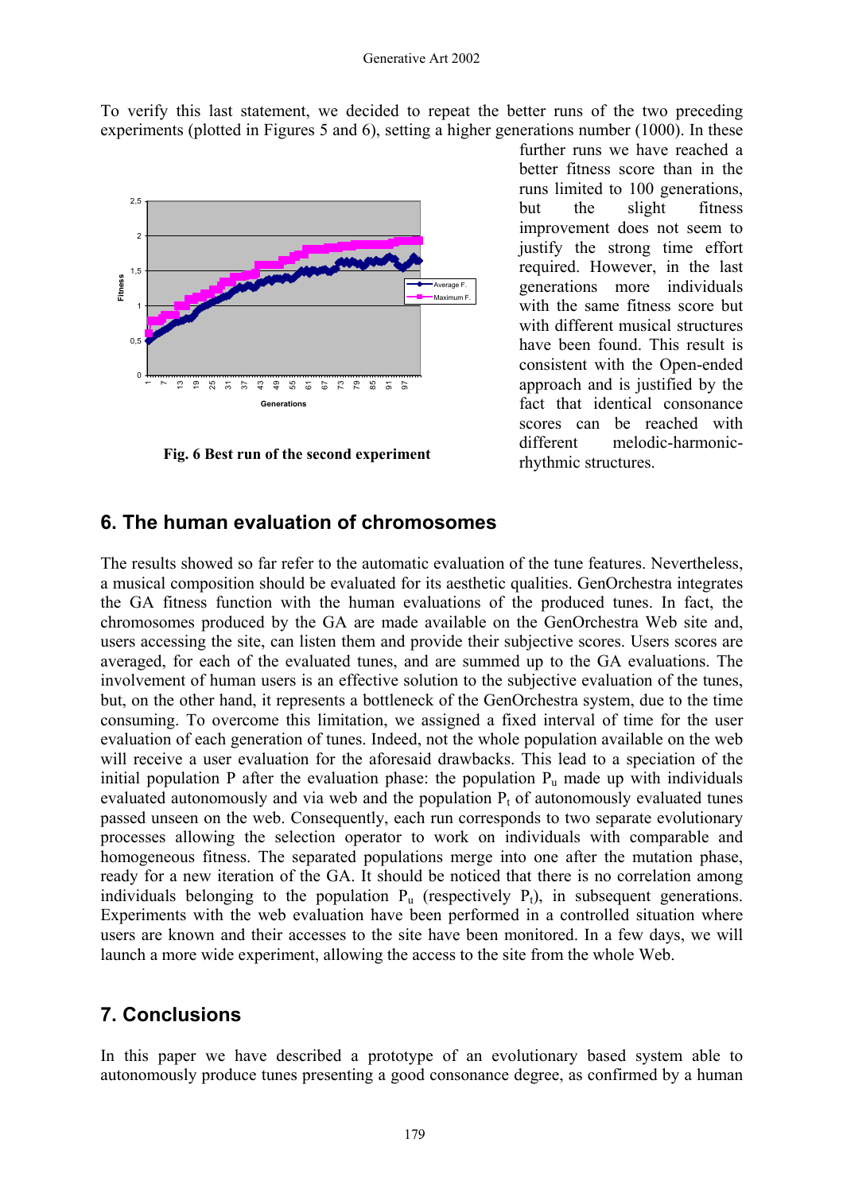To verify this last statement, we decided to repeat the better runs of the two preceding experiments (plotted in Figures 5 and 6), setting a higher generations number (1000). In these further runs we have reached a better fitness score than in the runs limited to 100 generations, but the slight fitness improvement does not seem to justify the strong time effort required. However, in the last generations more individuals with the same fitness score but with different musical structures have been found. This result is consistent with the Open-ended approach and is justified by the fact that identical consonance scores can be reached with different melodic-harmonic-rhythmic structures.

**Fig. 6 Best run of the second experiment**

## 6. The human evaluation of chromosomes

The results showed so far refer to the automatic evaluation of the tune features. Nevertheless, a musical composition should be evaluated for its aesthetic qualities. GenOrchestra integrates the GA fitness function with the human evaluations of the produced tunes. In fact, the chromosomes produced by the GA are made available on the GenOrchestra Web site and, users accessing the site, can listen them and provide their subjective scores. Users scores are averaged, for each of the evaluated tunes, and are summed up to the GA evaluations. The involvement of human users is an effective solution to the subjective evaluation of the tunes, but, on the other hand, it represents a bottleneck of the GenOrchestra system, due to the time consuming. To overcome this limitation, we assigned a fixed interval of time for the user evaluation of each generation of tunes. Indeed, not the whole population available on the web will receive a user evaluation for the aforesaid drawbacks. This lead to a speciation of the initial population P after the evaluation phase: the population $P_u$ made up with individuals evaluated autonomously and via web and the population $P_t$ of autonomously evaluated tunes passed unseen on the web. Consequently, each run corresponds to two separate evolutionary processes allowing the selection operator to work on individuals with comparable and homogeneous fitness. The separated populations merge into one after the mutation phase, ready for a new iteration of the GA. It should be noticed that there is no correlation among individuals belonging to the population $P_u$ (respectively $P_t$), in subsequent generations. Experiments with the web evaluation have been performed in a controlled situation where users are known and their accesses to the site have been monitored. In a few days, we will launch a more wide experiment, allowing the access to the site from the whole Web.

## 7. Conclusions

In this paper we have described a prototype of an evolutionary based system able to autonomously produce tunes presenting a good consonance degree, as confirmed by a human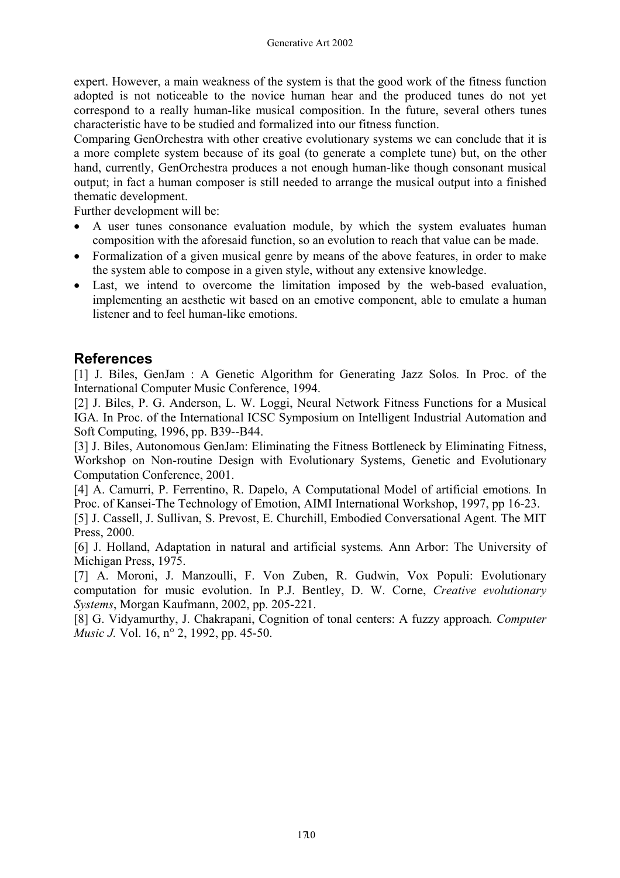expert. However, a main weakness of the system is that the good work of the fitness function adopted is not noticeable to the novice human hear and the produced tunes do not yet correspond to a really human-like musical composition. In the future, several others tunes characteristic have to be studied and formalized into our fitness function.

Comparing GenOrchestra with other creative evolutionary systems we can conclude that it is a more complete system because of its goal (to generate a complete tune) but, on the other hand, currently, GenOrchestra produces a not enough human-like though consonant musical output; in fact a human composer is still needed to arrange the musical output into a finished thematic development.

Further development will be:

- A user tunes consonance evaluation module, by which the system evaluates human composition with the aforesaid function, so an evolution to reach that value can be made.
- Formalization of a given musical genre by means of the above features, in order to make the system able to compose in a given style, without any extensive knowledge.
- Last, we intend to overcome the limitation imposed by the web-based evaluation, implementing an aesthetic wit based on an emotive component, able to emulate a human listener and to feel human-like emotions.

## References

[1] J. Biles, GenJam : A Genetic Algorithm for Generating Jazz Solos. In Proc. of the International Computer Music Conference, 1994.

[2] J. Biles, P. G. Anderson, L. W. Loggi, Neural Network Fitness Functions for a Musical IGA. In Proc. of the International ICSC Symposium on Intelligent Industrial Automation and Soft Computing, 1996, pp. B39--B44.

[3] J. Biles, Autonomous GenJam: Eliminating the Fitness Bottleneck by Eliminating Fitness, Workshop on Non-routine Design with Evolutionary Systems, Genetic and Evolutionary Computation Conference, 2001.

[4] A. Camurri, P. Ferrentino, R. Dapelo, A Computational Model of artificial emotions. In Proc. of Kansei-The Technology of Emotion, AIMI International Workshop, 1997, pp 16-23.

[5] J. Cassell, J. Sullivan, S. Prevost, E. Churchill, Embodied Conversational Agent. The MIT Press, 2000.

[6] J. Holland, Adaptation in natural and artificial systems. Ann Arbor: The University of Michigan Press, 1975.

[7] A. Moroni, J. Manzoulli, F. Von Zuben, R. Gudwin, Vox Populi: Evolutionary computation for music evolution. In P.J. Bentley, D. W. Corne, *Creative evolutionary Systems*, Morgan Kaufmann, 2002, pp. 205-221.

[8] G. Vidyamurthy, J. Chakrapani, Cognition of tonal centers: A fuzzy approach. *Computer Music J.* Vol. 16, n° 2, 1992, pp. 45-50.